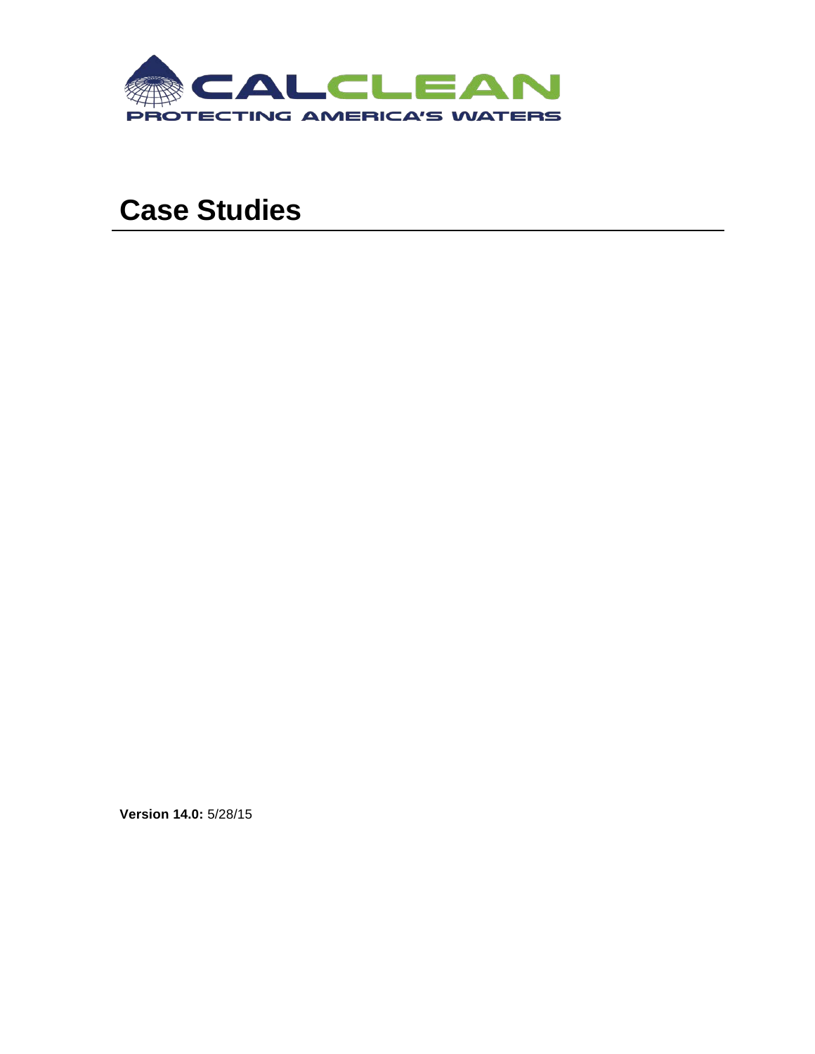CALCLEAN

PROTECTING AMERICA'S WATERS

# Case Studies

**Version 14.0:** 5/28/15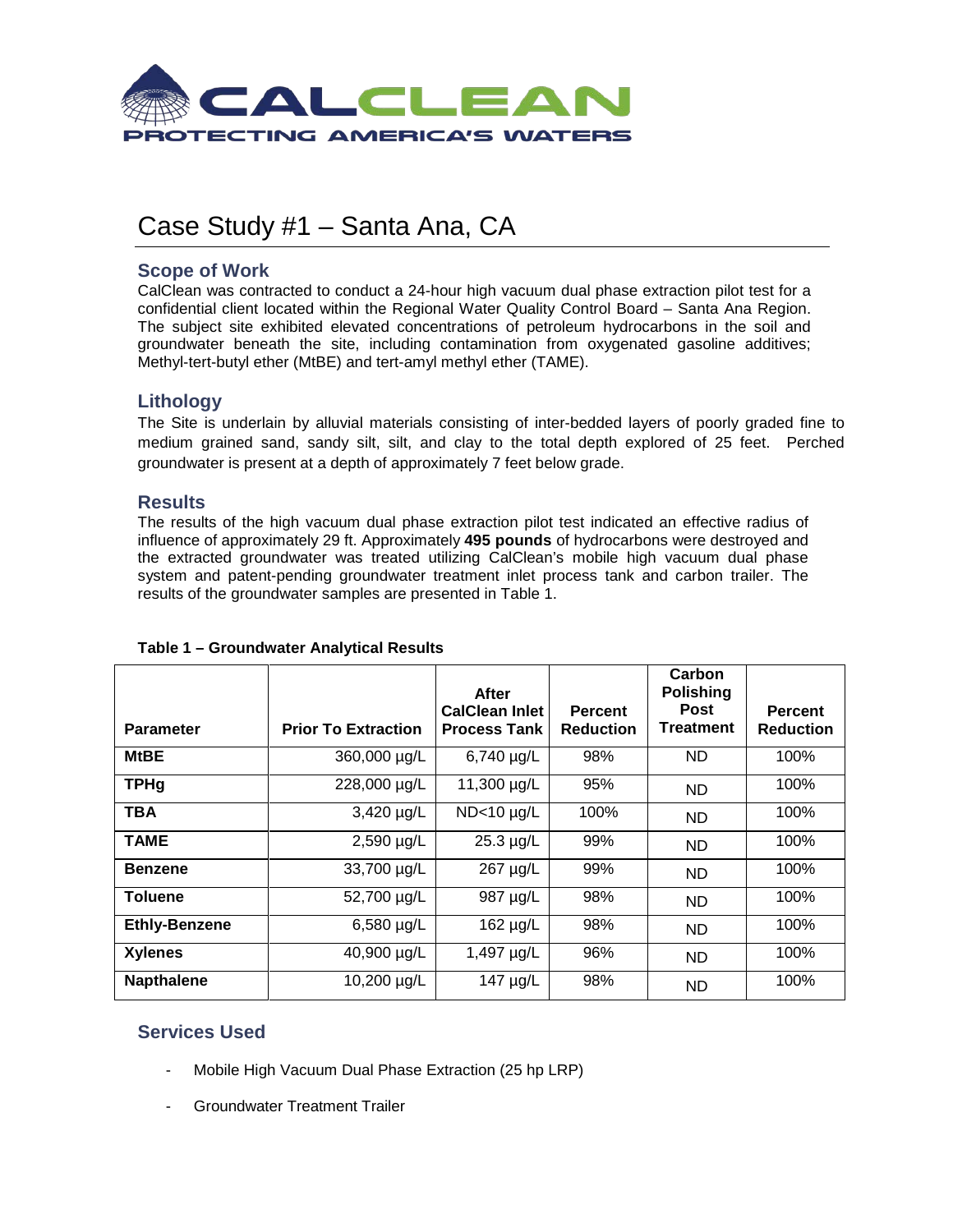# CALCLEAN

PROTECTING AMERICA'S WATERS

## Case Study #1 – Santa Ana, CA

### Scope of Work

CalClean was contracted to conduct a 24-hour high vacuum dual phase extraction pilot test for a confidential client located within the Regional Water Quality Control Board – Santa Ana Region. The subject site exhibited elevated concentrations of petroleum hydrocarbons in the soil and groundwater beneath the site, including contamination from oxygenated gasoline additives; Methyl-tert-butyl ether (MtBE) and tert-amyl methyl ether (TAME).

### Lithology

The Site is underlain by alluvial materials consisting of inter-bedded layers of poorly graded fine to medium grained sand, sandy silt, silt, and clay to the total depth explored of 25 feet. Perched groundwater is present at a depth of approximately 7 feet below grade.

### Results

The results of the high vacuum dual phase extraction pilot test indicated an effective radius of influence of approximately 29 ft. Approximately **495 pounds** of hydrocarbons were destroyed and the extracted groundwater was treated utilizing CalClean's mobile high vacuum dual phase system and patent-pending groundwater treatment inlet process tank and carbon trailer. The results of the groundwater samples are presented in Table 1.

**Table 1 – Groundwater Analytical Results**

| Parameter | Prior To Extraction | After CalClean Inlet Process Tank | Percent Reduction | Carbon Polishing Post Treatment | Percent Reduction |
|---|---|---|---|---|---|
| **MtBE** | 360,000 µg/L | 6,740 µg/L | 98% | ND | 100% |
| **TPHg** | 228,000 µg/L | 11,300 µg/L | 95% | ND | 100% |
| **TBA** | 3,420 µg/L | ND<10 µg/L | 100% | ND | 100% |
| **TAME** | 2,590 µg/L | 25.3 µg/L | 99% | ND | 100% |
| **Benzene** | 33,700 µg/L | 267 µg/L | 99% | ND | 100% |
| **Toluene** | 52,700 µg/L | 987 µg/L | 98% | ND | 100% |
| **Ethly-Benzene** | 6,580 µg/L | 162 µg/L | 98% | ND | 100% |
| **Xylenes** | 40,900 µg/L | 1,497 µg/L | 96% | ND | 100% |
| **Napthalene** | 10,200 µg/L | 147 µg/L | 98% | ND | 100% |

### Services Used

- Mobile High Vacuum Dual Phase Extraction (25 hp LRP)
- Groundwater Treatment Trailer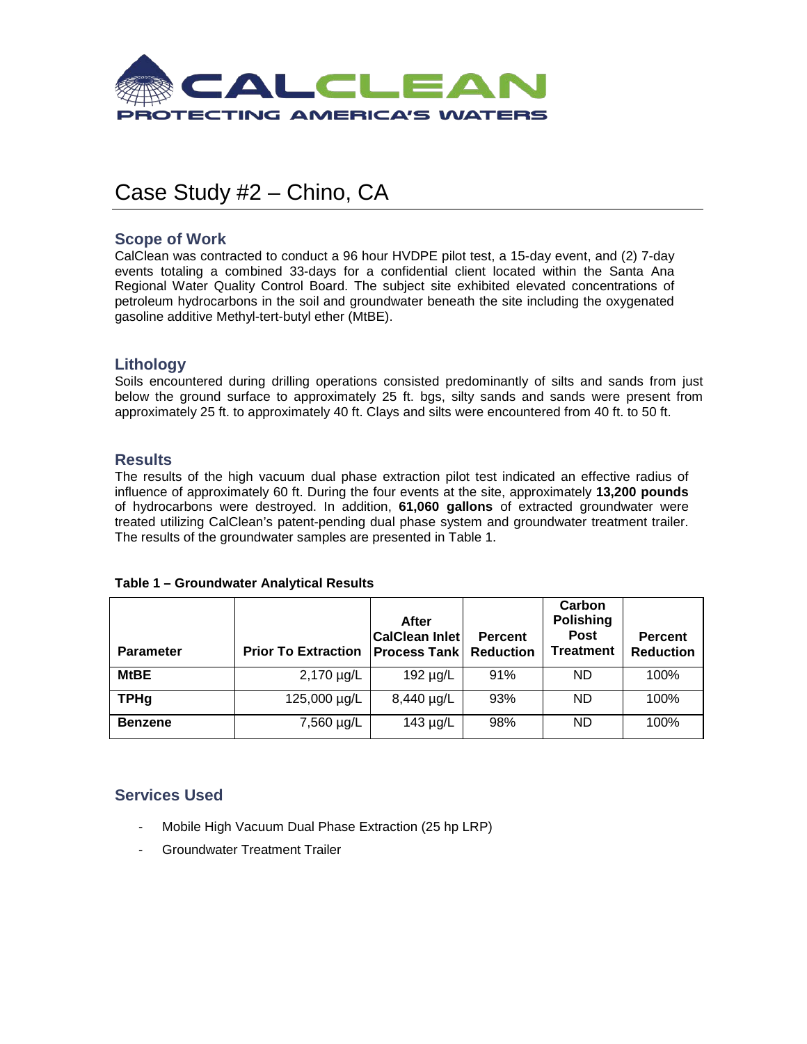# Case Study #2 – Chino, CA

## Scope of Work

CalClean was contracted to conduct a 96 hour HVDPE pilot test, a 15-day event, and (2) 7-day events totaling a combined 33-days for a confidential client located within the Santa Ana Regional Water Quality Control Board. The subject site exhibited elevated concentrations of petroleum hydrocarbons in the soil and groundwater beneath the site including the oxygenated gasoline additive Methyl-tert-butyl ether (MtBE).

## Lithology

Soils encountered during drilling operations consisted predominantly of silts and sands from just below the ground surface to approximately 25 ft. bgs, silty sands and sands were present from approximately 25 ft. to approximately 40 ft. Clays and silts were encountered from 40 ft. to 50 ft.

## Results

The results of the high vacuum dual phase extraction pilot test indicated an effective radius of influence of approximately 60 ft. During the four events at the site, approximately **13,200 pounds** of hydrocarbons were destroyed. In addition, **61,060 gallons** of extracted groundwater were treated utilizing CalClean's patent-pending dual phase system and groundwater treatment trailer. The results of the groundwater samples are presented in Table 1.

**Table 1 – Groundwater Analytical Results**

| Parameter | Prior To Extraction | After CalClean Inlet Process Tank | Percent Reduction | Carbon Polishing Post Treatment | Percent Reduction |
|---|---|---|---|---|---|
| **MtBE** | 2,170 µg/L | 192 µg/L | 91% | ND | 100% |
| **TPHg** | 125,000 µg/L | 8,440 µg/L | 93% | ND | 100% |
| **Benzene** | 7,560 µg/L | 143 µg/L | 98% | ND | 100% |

## Services Used

- Mobile High Vacuum Dual Phase Extraction (25 hp LRP)
- Groundwater Treatment Trailer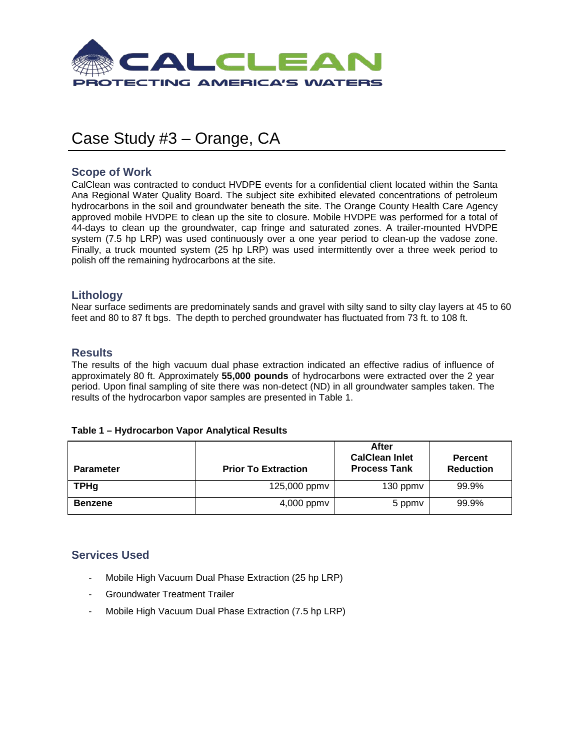# CALCLEAN

PROTECTING AMERICA'S WATERS

## Case Study #3 – Orange, CA

### Scope of Work

CalClean was contracted to conduct HVDPE events for a confidential client located within the Santa Ana Regional Water Quality Board. The subject site exhibited elevated concentrations of petroleum hydrocarbons in the soil and groundwater beneath the site. The Orange County Health Care Agency approved mobile HVDPE to clean up the site to closure. Mobile HVDPE was performed for a total of 44-days to clean up the groundwater, cap fringe and saturated zones. A trailer-mounted HVDPE system (7.5 hp LRP) was used continuously over a one year period to clean-up the vadose zone. Finally, a truck mounted system (25 hp LRP) was used intermittently over a three week period to polish off the remaining hydrocarbons at the site.

### Lithology

Near surface sediments are predominately sands and gravel with silty sand to silty clay layers at 45 to 60 feet and 80 to 87 ft bgs. The depth to perched groundwater has fluctuated from 73 ft. to 108 ft.

### Results

The results of the high vacuum dual phase extraction indicated an effective radius of influence of approximately 80 ft. Approximately **55,000 pounds** of hydrocarbons were extracted over the 2 year period. Upon final sampling of site there was non-detect (ND) in all groundwater samples taken. The results of the hydrocarbon vapor samples are presented in Table 1.

**Table 1 – Hydrocarbon Vapor Analytical Results**

| Parameter | Prior To Extraction | After CalClean Inlet Process Tank | Percent Reduction |
|---|---|---|---|
| **TPHg** | 125,000 ppmv | 130 ppmv | 99.9% |
| **Benzene** | 4,000 ppmv | 5 ppmv | 99.9% |

### Services Used

- Mobile High Vacuum Dual Phase Extraction (25 hp LRP)
- Groundwater Treatment Trailer
- Mobile High Vacuum Dual Phase Extraction (7.5 hp LRP)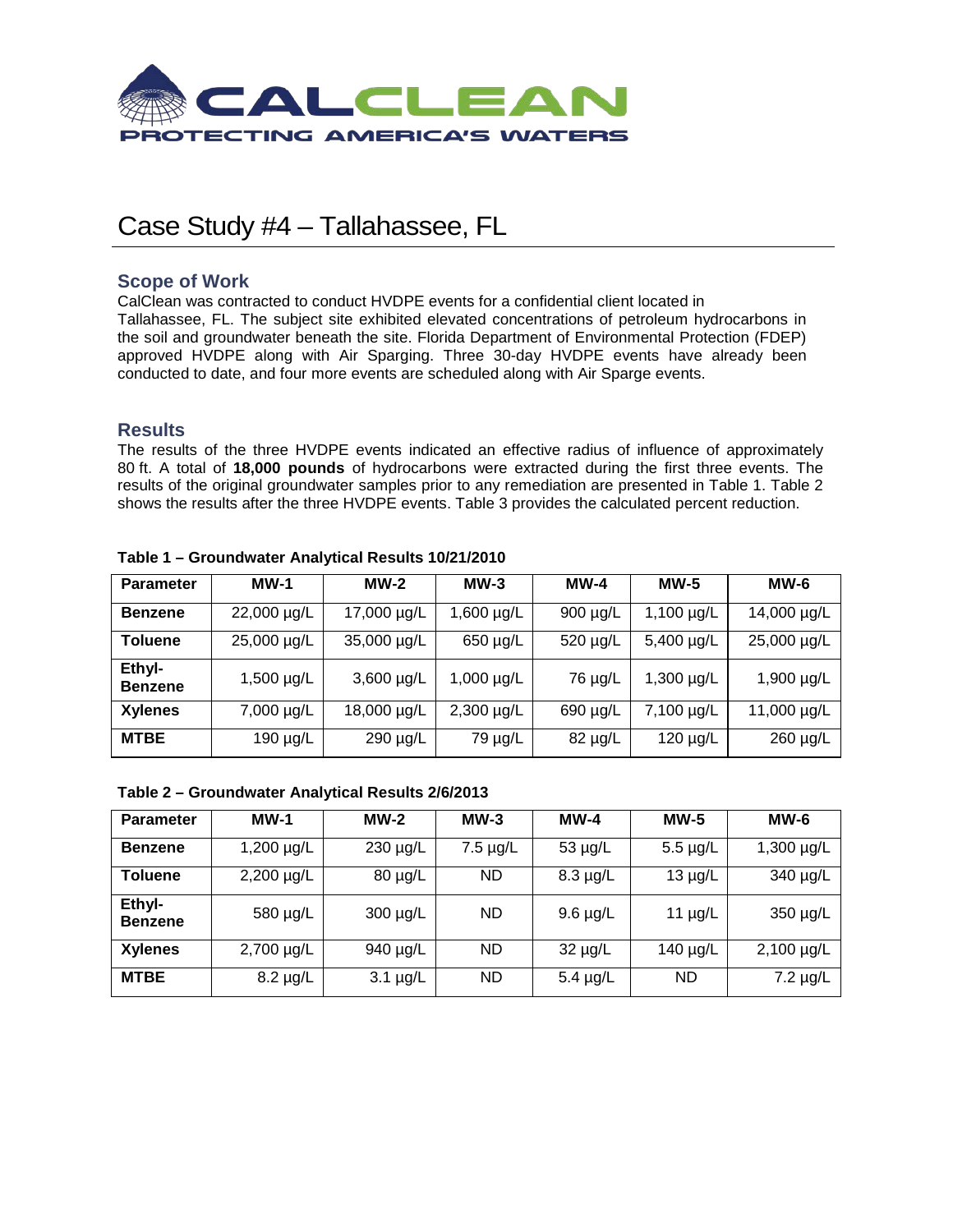# Case Study #4 – Tallahassee, FL

## Scope of Work

CalClean was contracted to conduct HVDPE events for a confidential client located in Tallahassee, FL. The subject site exhibited elevated concentrations of petroleum hydrocarbons in the soil and groundwater beneath the site. Florida Department of Environmental Protection (FDEP) approved HVDPE along with Air Sparging. Three 30-day HVDPE events have already been conducted to date, and four more events are scheduled along with Air Sparge events.

## Results

The results of the three HVDPE events indicated an effective radius of influence of approximately 80 ft. A total of **18,000 pounds** of hydrocarbons were extracted during the first three events. The results of the original groundwater samples prior to any remediation are presented in Table 1. Table 2 shows the results after the three HVDPE events. Table 3 provides the calculated percent reduction.

**Table 1 – Groundwater Analytical Results 10/21/2010**

| Parameter | MW-1 | MW-2 | MW-3 | MW-4 | MW-5 | MW-6 |
|---|---|---|---|---|---|---|
| **Benzene** | 22,000 µg/L | 17,000 µg/L | 1,600 µg/L | 900 µg/L | 1,100 µg/L | 14,000 µg/L |
| **Toluene** | 25,000 µg/L | 35,000 µg/L | 650 µg/L | 520 µg/L | 5,400 µg/L | 25,000 µg/L |
| **Ethyl-Benzene** | 1,500 µg/L | 3,600 µg/L | 1,000 µg/L | 76 µg/L | 1,300 µg/L | 1,900 µg/L |
| **Xylenes** | 7,000 µg/L | 18,000 µg/L | 2,300 µg/L | 690 µg/L | 7,100 µg/L | 11,000 µg/L |
| **MTBE** | 190 µg/L | 290 µg/L | 79 µg/L | 82 µg/L | 120 µg/L | 260 µg/L |

**Table 2 – Groundwater Analytical Results 2/6/2013**

| Parameter | MW-1 | MW-2 | MW-3 | MW-4 | MW-5 | MW-6 |
|---|---|---|---|---|---|---|
| **Benzene** | 1,200 µg/L | 230 µg/L | 7.5 µg/L | 53 µg/L | 5.5 µg/L | 1,300 µg/L |
| **Toluene** | 2,200 µg/L | 80 µg/L | ND | 8.3 µg/L | 13 µg/L | 340 µg/L |
| **Ethyl-Benzene** | 580 µg/L | 300 µg/L | ND | 9.6 µg/L | 11 µg/L | 350 µg/L |
| **Xylenes** | 2,700 µg/L | 940 µg/L | ND | 32 µg/L | 140 µg/L | 2,100 µg/L |
| **MTBE** | 8.2 µg/L | 3.1 µg/L | ND | 5.4 µg/L | ND | 7.2 µg/L |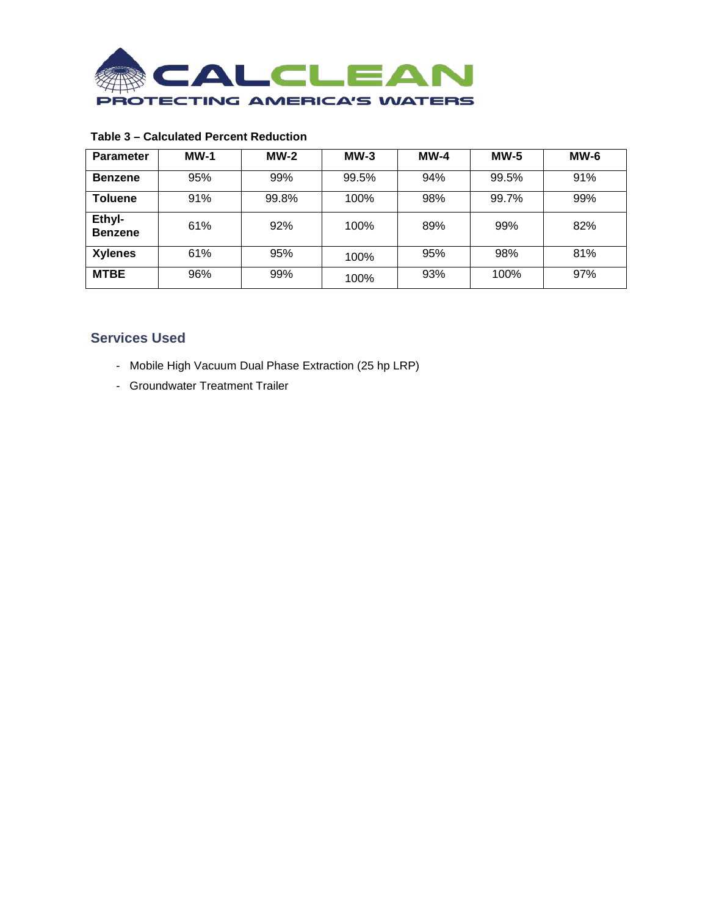**Table 3 – Calculated Percent Reduction**

| Parameter | MW-1 | MW-2 | MW-3 | MW-4 | MW-5 | MW-6 |
|---|---|---|---|---|---|---|
| Benzene | 95% | 99% | 99.5% | 94% | 99.5% | 91% |
| Toluene | 91% | 99.8% | 100% | 98% | 99.7% | 99% |
| Ethyl-Benzene | 61% | 92% | 100% | 89% | 99% | 82% |
| Xylenes | 61% | 95% | 100% | 95% | 98% | 81% |
| MTBE | 96% | 99% | 100% | 93% | 100% | 97% |

## Services Used

- Mobile High Vacuum Dual Phase Extraction (25 hp LRP)
- Groundwater Treatment Trailer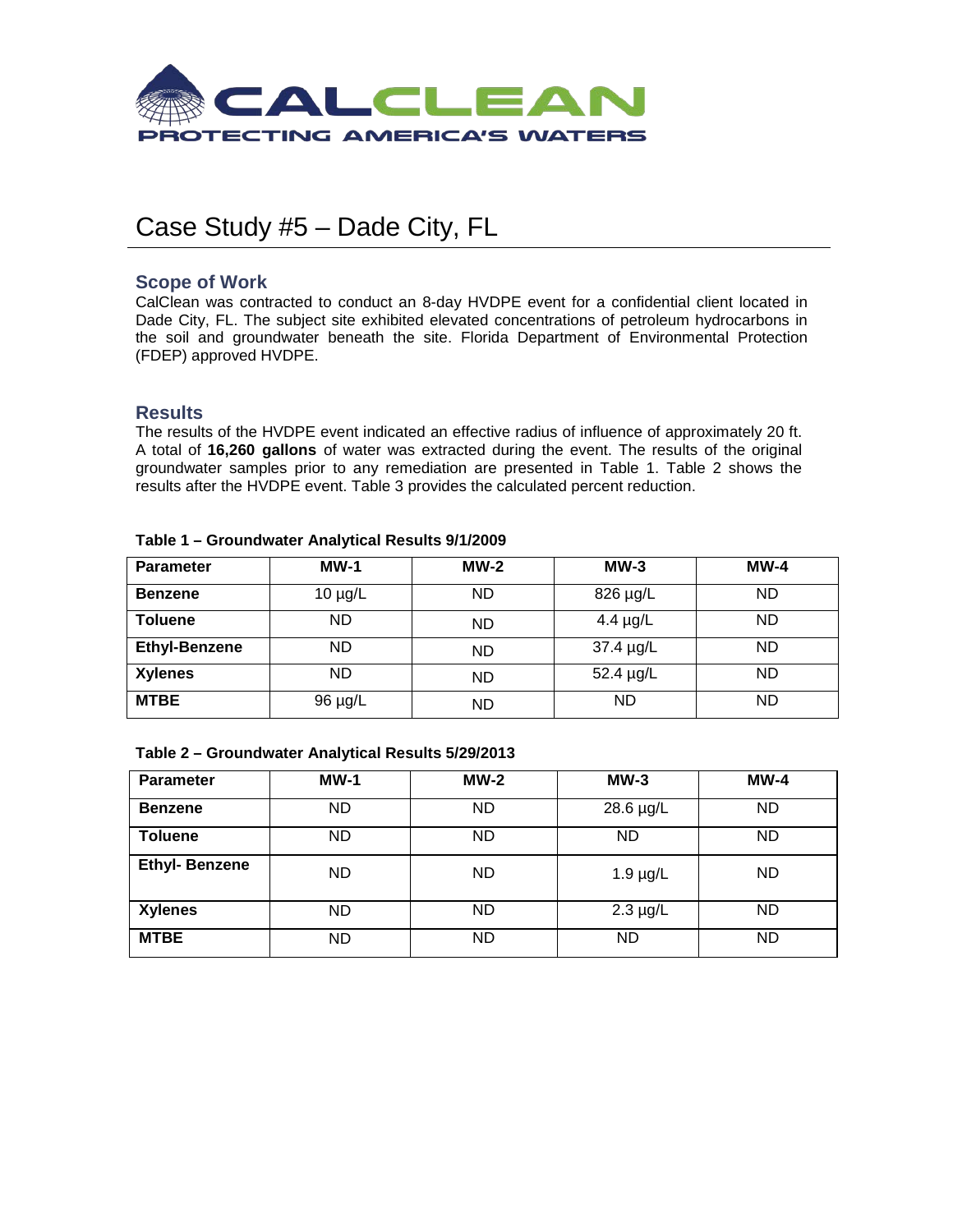# Case Study #5 – Dade City, FL

## Scope of Work

CalClean was contracted to conduct an 8-day HVDPE event for a confidential client located in Dade City, FL. The subject site exhibited elevated concentrations of petroleum hydrocarbons in the soil and groundwater beneath the site. Florida Department of Environmental Protection (FDEP) approved HVDPE.

## Results

The results of the HVDPE event indicated an effective radius of influence of approximately 20 ft. A total of **16,260 gallons** of water was extracted during the event. The results of the original groundwater samples prior to any remediation are presented in Table 1. Table 2 shows the results after the HVDPE event. Table 3 provides the calculated percent reduction.

**Table 1 – Groundwater Analytical Results 9/1/2009**

| Parameter | MW-1 | MW-2 | MW-3 | MW-4 |
|---|---|---|---|---|
| **Benzene** | 10 µg/L | ND | 826 µg/L | ND |
| **Toluene** | ND | ND | 4.4 µg/L | ND |
| **Ethyl-Benzene** | ND | ND | 37.4 µg/L | ND |
| **Xylenes** | ND | ND | 52.4 µg/L | ND |
| **MTBE** | 96 µg/L | ND | ND | ND |

**Table 2 – Groundwater Analytical Results 5/29/2013**

| Parameter | MW-1 | MW-2 | MW-3 | MW-4 |
|---|---|---|---|---|
| **Benzene** | ND | ND | 28.6 µg/L | ND |
| **Toluene** | ND | ND | ND | ND |
| **Ethyl- Benzene** | ND | ND | 1.9 µg/L | ND |
| **Xylenes** | ND | ND | 2.3 µg/L | ND |
| **MTBE** | ND | ND | ND | ND |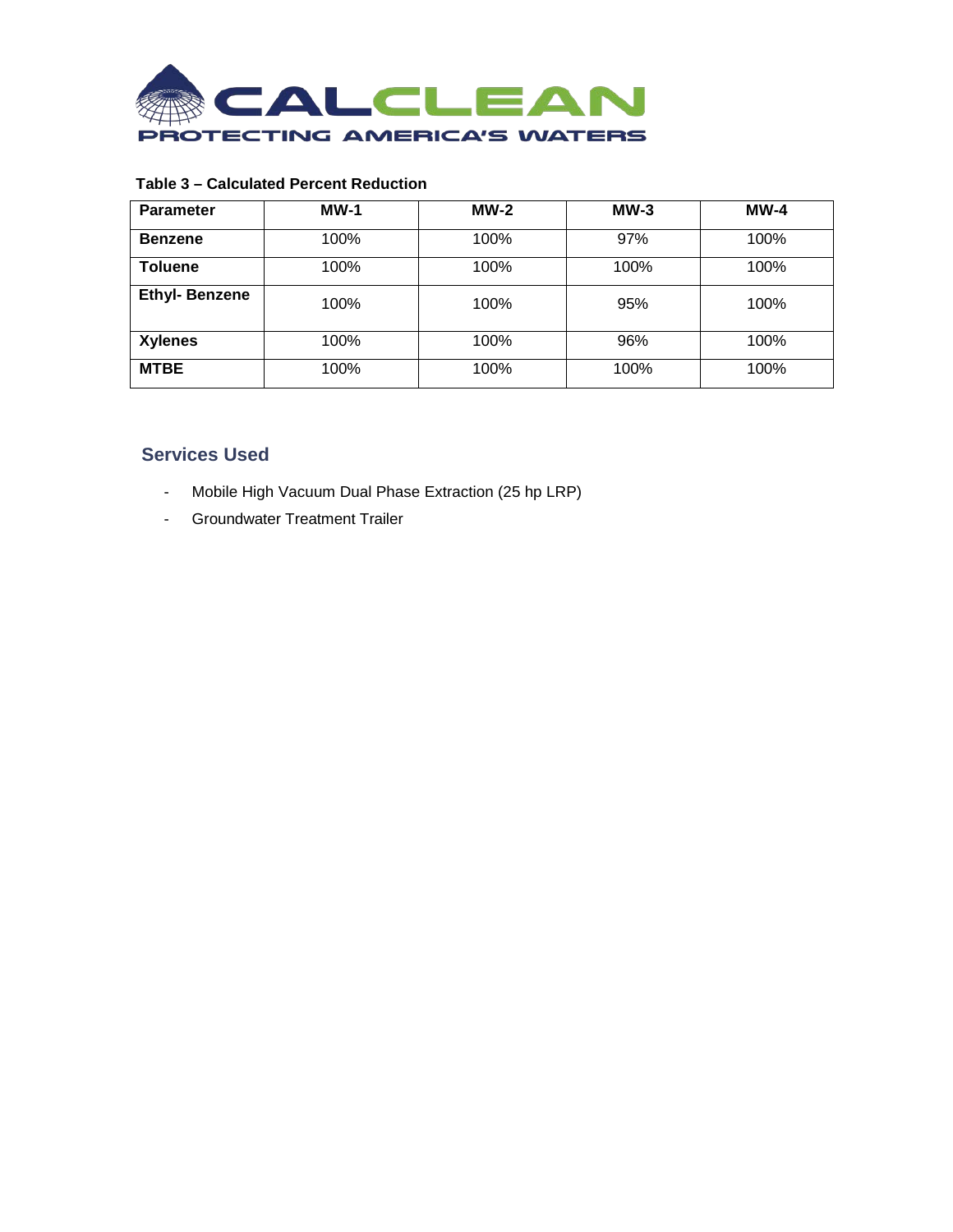**Table 3 – Calculated Percent Reduction**

| Parameter | MW-1 | MW-2 | MW-3 | MW-4 |
| --- | --- | --- | --- | --- |
| Benzene | 100% | 100% | 97% | 100% |
| Toluene | 100% | 100% | 100% | 100% |
| Ethyl- Benzene | 100% | 100% | 95% | 100% |
| Xylenes | 100% | 100% | 96% | 100% |
| MTBE | 100% | 100% | 100% | 100% |

## Services Used

- Mobile High Vacuum Dual Phase Extraction (25 hp LRP)
- Groundwater Treatment Trailer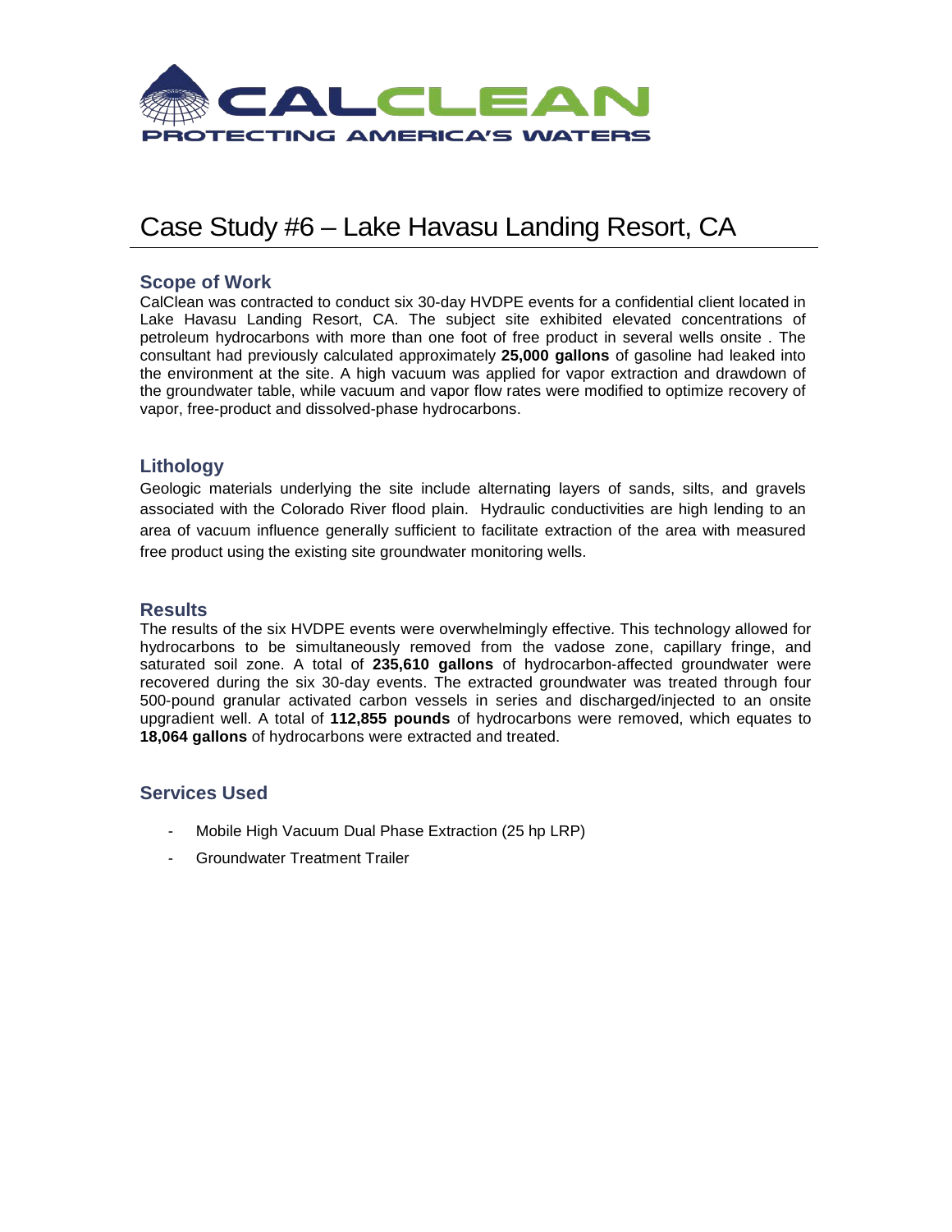# Case Study #6 – Lake Havasu Landing Resort, CA

## Scope of Work

CalClean was contracted to conduct six 30-day HVDPE events for a confidential client located in Lake Havasu Landing Resort, CA. The subject site exhibited elevated concentrations of petroleum hydrocarbons with more than one foot of free product in several wells onsite . The consultant had previously calculated approximately **25,000 gallons** of gasoline had leaked into the environment at the site. A high vacuum was applied for vapor extraction and drawdown of the groundwater table, while vacuum and vapor flow rates were modified to optimize recovery of vapor, free-product and dissolved-phase hydrocarbons.

## Lithology

Geologic materials underlying the site include alternating layers of sands, silts, and gravels associated with the Colorado River flood plain. Hydraulic conductivities are high lending to an area of vacuum influence generally sufficient to facilitate extraction of the area with measured free product using the existing site groundwater monitoring wells.

## Results

The results of the six HVDPE events were overwhelmingly effective. This technology allowed for hydrocarbons to be simultaneously removed from the vadose zone, capillary fringe, and saturated soil zone. A total of **235,610 gallons** of hydrocarbon-affected groundwater were recovered during the six 30-day events. The extracted groundwater was treated through four 500-pound granular activated carbon vessels in series and discharged/injected to an onsite upgradient well. A total of **112,855 pounds** of hydrocarbons were removed, which equates to **18,064 gallons** of hydrocarbons were extracted and treated.

## Services Used

- Mobile High Vacuum Dual Phase Extraction (25 hp LRP)
- Groundwater Treatment Trailer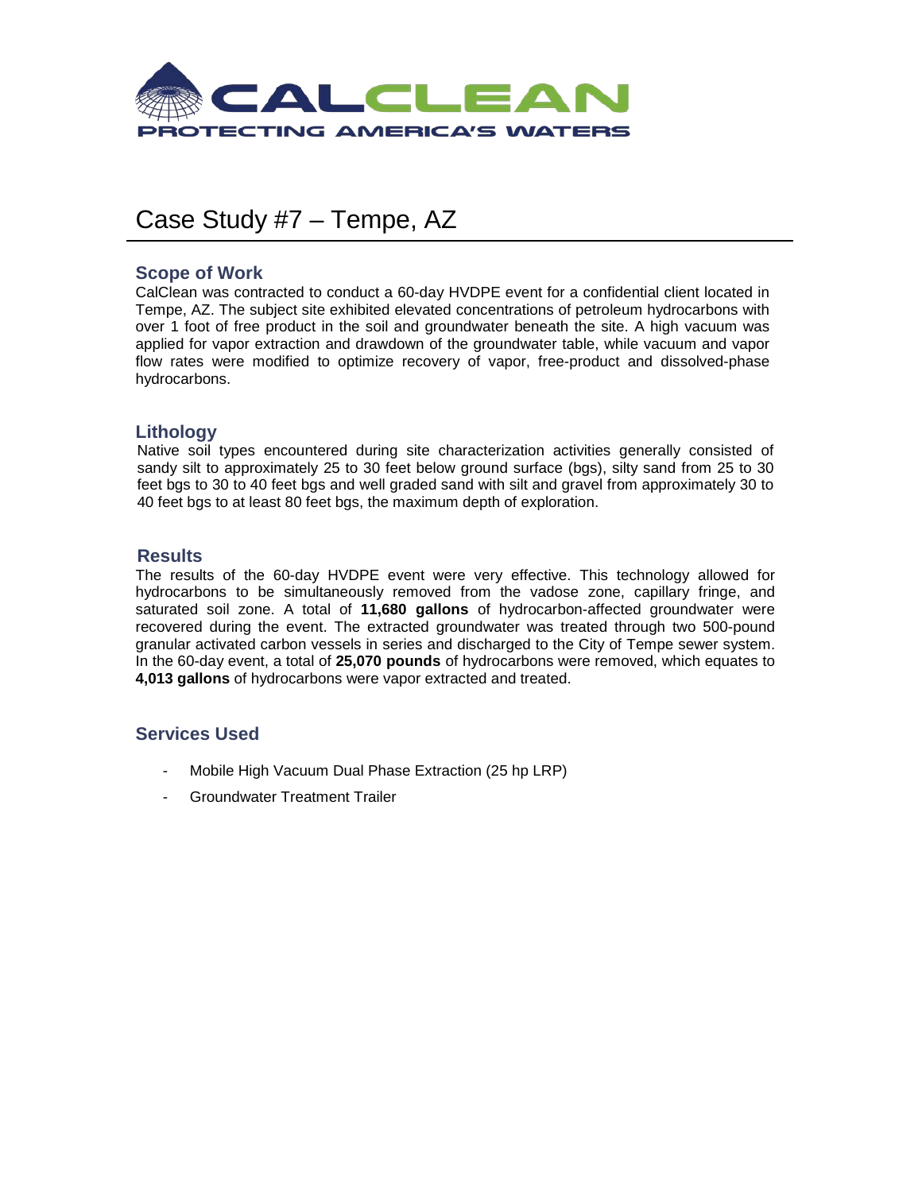CALCLEAN
PROTECTING AMERICA'S WATERS

# Case Study #7 – Tempe, AZ

## Scope of Work

CalClean was contracted to conduct a 60-day HVDPE event for a confidential client located in Tempe, AZ. The subject site exhibited elevated concentrations of petroleum hydrocarbons with over 1 foot of free product in the soil and groundwater beneath the site. A high vacuum was applied for vapor extraction and drawdown of the groundwater table, while vacuum and vapor flow rates were modified to optimize recovery of vapor, free-product and dissolved-phase hydrocarbons.

## Lithology

Native soil types encountered during site characterization activities generally consisted of sandy silt to approximately 25 to 30 feet below ground surface (bgs), silty sand from 25 to 30 feet bgs to 30 to 40 feet bgs and well graded sand with silt and gravel from approximately 30 to 40 feet bgs to at least 80 feet bgs, the maximum depth of exploration.

## Results

The results of the 60-day HVDPE event were very effective. This technology allowed for hydrocarbons to be simultaneously removed from the vadose zone, capillary fringe, and saturated soil zone. A total of **11,680 gallons** of hydrocarbon-affected groundwater were recovered during the event. The extracted groundwater was treated through two 500-pound granular activated carbon vessels in series and discharged to the City of Tempe sewer system. In the 60-day event, a total of **25,070 pounds** of hydrocarbons were removed, which equates to **4,013 gallons** of hydrocarbons were vapor extracted and treated.

## Services Used

- Mobile High Vacuum Dual Phase Extraction (25 hp LRP)
- Groundwater Treatment Trailer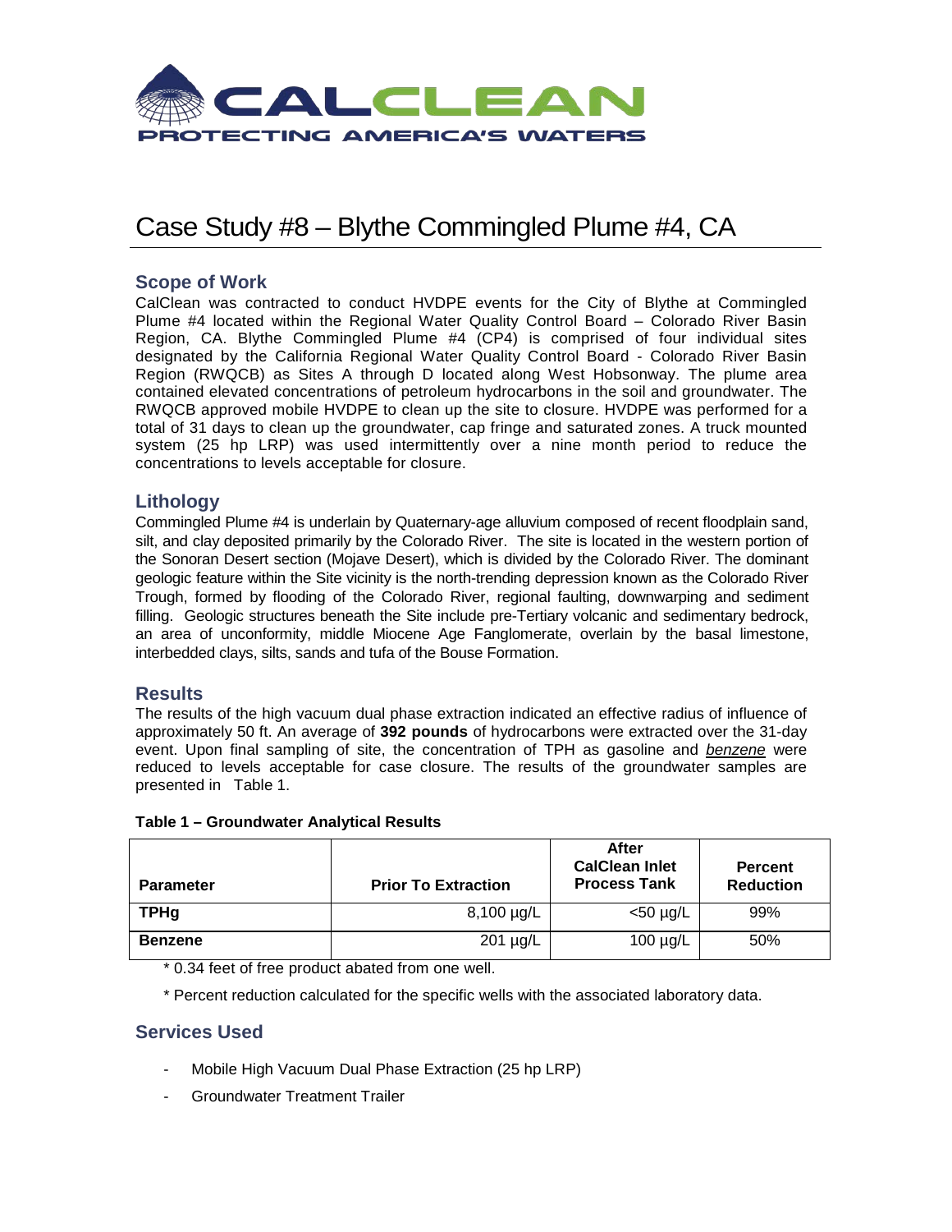# Case Study #8 – Blythe Commingled Plume #4, CA

## Scope of Work

CalClean was contracted to conduct HVDPE events for the City of Blythe at Commingled Plume #4 located within the Regional Water Quality Control Board – Colorado River Basin Region, CA. Blythe Commingled Plume #4 (CP4) is comprised of four individual sites designated by the California Regional Water Quality Control Board - Colorado River Basin Region (RWQCB) as Sites A through D located along West Hobsonway. The plume area contained elevated concentrations of petroleum hydrocarbons in the soil and groundwater. The RWQCB approved mobile HVDPE to clean up the site to closure. HVDPE was performed for a total of 31 days to clean up the groundwater, cap fringe and saturated zones. A truck mounted system (25 hp LRP) was used intermittently over a nine month period to reduce the concentrations to levels acceptable for closure.

## Lithology

Commingled Plume #4 is underlain by Quaternary-age alluvium composed of recent floodplain sand, silt, and clay deposited primarily by the Colorado River. The site is located in the western portion of the Sonoran Desert section (Mojave Desert), which is divided by the Colorado River. The dominant geologic feature within the Site vicinity is the north-trending depression known as the Colorado River Trough, formed by flooding of the Colorado River, regional faulting, downwarping and sediment filling. Geologic structures beneath the Site include pre-Tertiary volcanic and sedimentary bedrock, an area of unconformity, middle Miocene Age Fanglomerate, overlain by the basal limestone, interbedded clays, silts, sands and tufa of the Bouse Formation.

## Results

The results of the high vacuum dual phase extraction indicated an effective radius of influence of approximately 50 ft. An average of **392 pounds** of hydrocarbons were extracted over the 31-day event. Upon final sampling of site, the concentration of TPH as gasoline and *benzene* were reduced to levels acceptable for case closure. The results of the groundwater samples are presented in Table 1.

**Table 1 – Groundwater Analytical Results**

| Parameter | Prior To Extraction | After CalClean Inlet Process Tank | Percent Reduction |
|---|---|---|---|
| **TPHg** | 8,100 µg/L | <50 µg/L | 99% |
| **Benzene** | 201 µg/L | 100 µg/L | 50% |

* 0.34 feet of free product abated from one well.

* Percent reduction calculated for the specific wells with the associated laboratory data.

## Services Used

- Mobile High Vacuum Dual Phase Extraction (25 hp LRP)
- Groundwater Treatment Trailer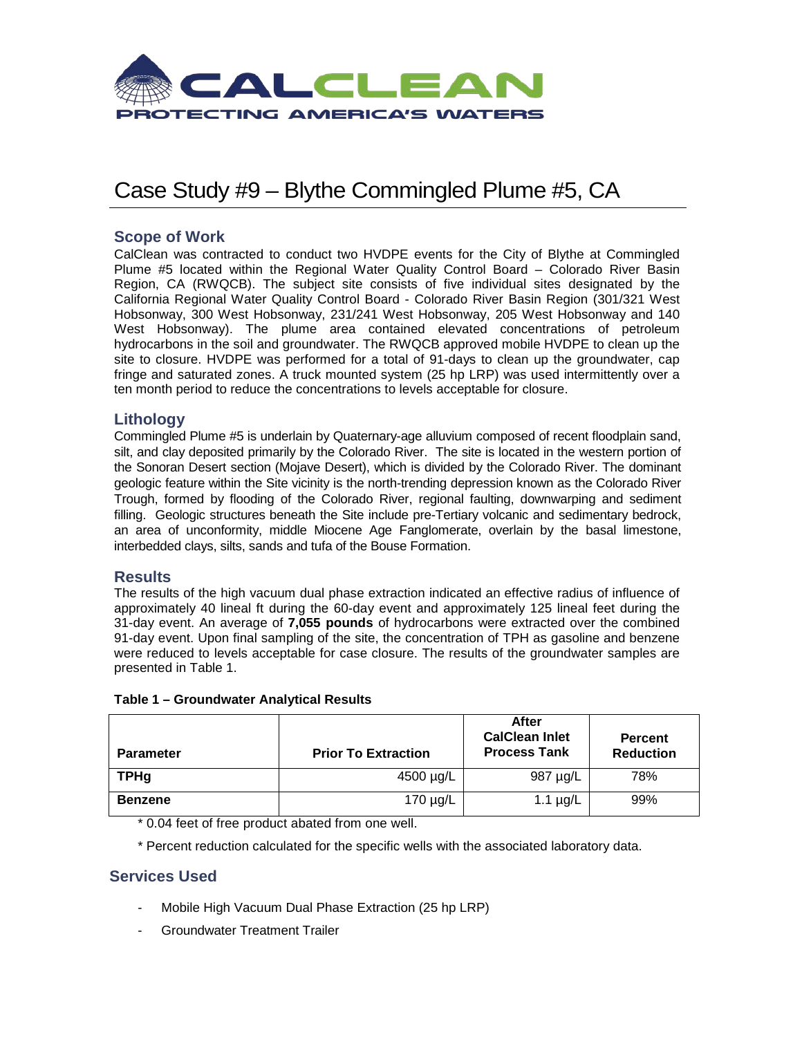# Case Study #9 – Blythe Commingled Plume #5, CA

## Scope of Work

CalClean was contracted to conduct two HVDPE events for the City of Blythe at Commingled Plume #5 located within the Regional Water Quality Control Board – Colorado River Basin Region, CA (RWQCB). The subject site consists of five individual sites designated by the California Regional Water Quality Control Board - Colorado River Basin Region (301/321 West Hobsonway, 300 West Hobsonway, 231/241 West Hobsonway, 205 West Hobsonway and 140 West Hobsonway). The plume area contained elevated concentrations of petroleum hydrocarbons in the soil and groundwater. The RWQCB approved mobile HVDPE to clean up the site to closure. HVDPE was performed for a total of 91-days to clean up the groundwater, cap fringe and saturated zones. A truck mounted system (25 hp LRP) was used intermittently over a ten month period to reduce the concentrations to levels acceptable for closure.

## Lithology

Commingled Plume #5 is underlain by Quaternary-age alluvium composed of recent floodplain sand, silt, and clay deposited primarily by the Colorado River. The site is located in the western portion of the Sonoran Desert section (Mojave Desert), which is divided by the Colorado River. The dominant geologic feature within the Site vicinity is the north-trending depression known as the Colorado River Trough, formed by flooding of the Colorado River, regional faulting, downwarping and sediment filling. Geologic structures beneath the Site include pre-Tertiary volcanic and sedimentary bedrock, an area of unconformity, middle Miocene Age Fanglomerate, overlain by the basal limestone, interbedded clays, silts, sands and tufa of the Bouse Formation.

## Results

The results of the high vacuum dual phase extraction indicated an effective radius of influence of approximately 40 lineal ft during the 60-day event and approximately 125 lineal feet during the 31-day event. An average of **7,055 pounds** of hydrocarbons were extracted over the combined 91-day event. Upon final sampling of the site, the concentration of TPH as gasoline and benzene were reduced to levels acceptable for case closure. The results of the groundwater samples are presented in Table 1.

**Table 1 – Groundwater Analytical Results**

| Parameter | Prior To Extraction | After CalClean Inlet Process Tank | Percent Reduction |
|---|---|---|---|
| **TPHg** | 4500 µg/L | 987 µg/L | 78% |
| **Benzene** | 170 µg/L | 1.1 µg/L | 99% |

\* 0.04 feet of free product abated from one well.

\* Percent reduction calculated for the specific wells with the associated laboratory data.

## Services Used

- Mobile High Vacuum Dual Phase Extraction (25 hp LRP)
- Groundwater Treatment Trailer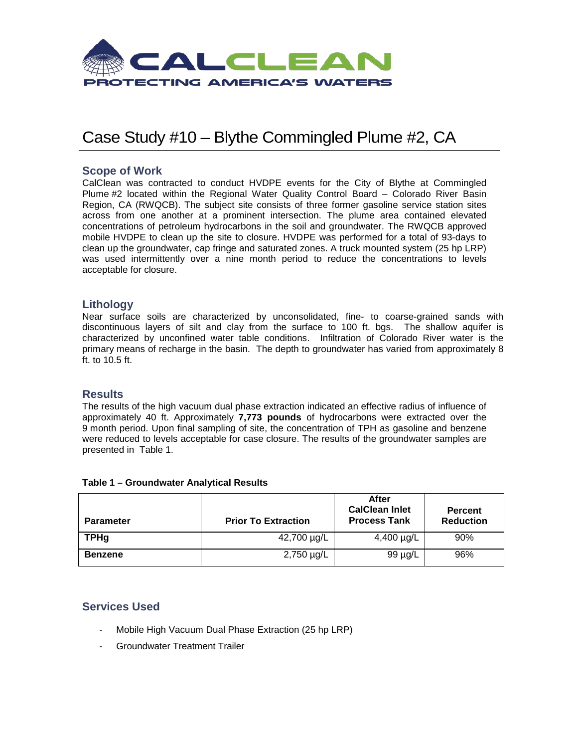CALCLEAN

PROTECTING AMERICA'S WATERS

# Case Study #10 – Blythe Commingled Plume #2, CA

## Scope of Work

CalClean was contracted to conduct HVDPE events for the City of Blythe at Commingled Plume #2 located within the Regional Water Quality Control Board – Colorado River Basin Region, CA (RWQCB). The subject site consists of three former gasoline service station sites across from one another at a prominent intersection. The plume area contained elevated concentrations of petroleum hydrocarbons in the soil and groundwater. The RWQCB approved mobile HVDPE to clean up the site to closure. HVDPE was performed for a total of 93-days to clean up the groundwater, cap fringe and saturated zones. A truck mounted system (25 hp LRP) was used intermittently over a nine month period to reduce the concentrations to levels acceptable for closure.

## Lithology

Near surface soils are characterized by unconsolidated, fine- to coarse-grained sands with discontinuous layers of silt and clay from the surface to 100 ft. bgs. The shallow aquifer is characterized by unconfined water table conditions. Infiltration of Colorado River water is the primary means of recharge in the basin. The depth to groundwater has varied from approximately 8 ft. to 10.5 ft.

## Results

The results of the high vacuum dual phase extraction indicated an effective radius of influence of approximately 40 ft. Approximately **7,773 pounds** of hydrocarbons were extracted over the 9 month period. Upon final sampling of site, the concentration of TPH as gasoline and benzene were reduced to levels acceptable for case closure. The results of the groundwater samples are presented in Table 1.

**Table 1 – Groundwater Analytical Results**

| Parameter | Prior To Extraction | After CalClean Inlet Process Tank | Percent Reduction |
|---|---|---|---|
| **TPHg** | 42,700 µg/L | 4,400 µg/L | 90% |
| **Benzene** | 2,750 µg/L | 99 µg/L | 96% |

## Services Used

- Mobile High Vacuum Dual Phase Extraction (25 hp LRP)
- Groundwater Treatment Trailer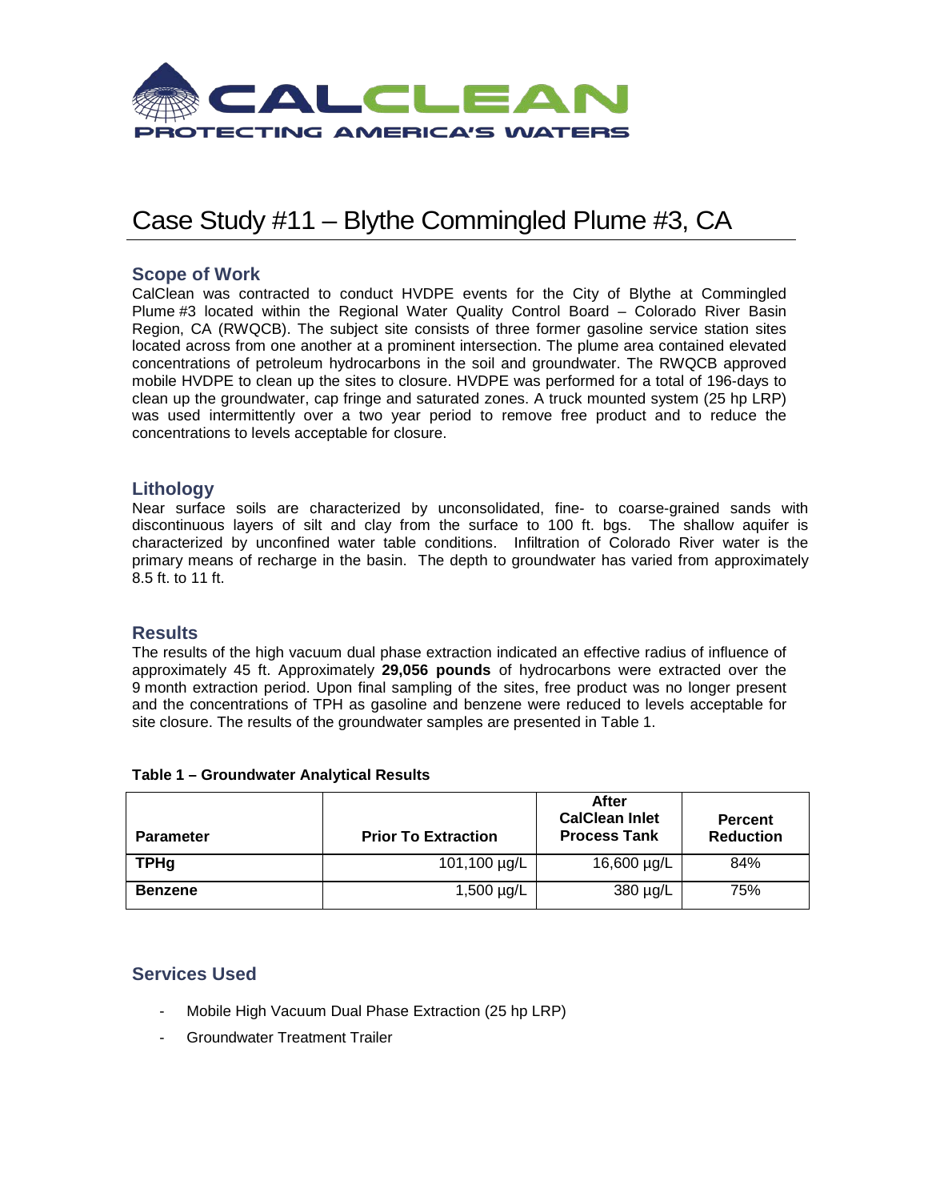CALCLEAN

PROTECTING AMERICA'S WATERS

# Case Study #11 – Blythe Commingled Plume #3, CA

## Scope of Work

CalClean was contracted to conduct HVDPE events for the City of Blythe at Commingled Plume #3 located within the Regional Water Quality Control Board – Colorado River Basin Region, CA (RWQCB). The subject site consists of three former gasoline service station sites located across from one another at a prominent intersection. The plume area contained elevated concentrations of petroleum hydrocarbons in the soil and groundwater. The RWQCB approved mobile HVDPE to clean up the sites to closure. HVDPE was performed for a total of 196-days to clean up the groundwater, cap fringe and saturated zones. A truck mounted system (25 hp LRP) was used intermittently over a two year period to remove free product and to reduce the concentrations to levels acceptable for closure.

## Lithology

Near surface soils are characterized by unconsolidated, fine- to coarse-grained sands with discontinuous layers of silt and clay from the surface to 100 ft. bgs. The shallow aquifer is characterized by unconfined water table conditions. Infiltration of Colorado River water is the primary means of recharge in the basin. The depth to groundwater has varied from approximately 8.5 ft. to 11 ft.

## Results

The results of the high vacuum dual phase extraction indicated an effective radius of influence of approximately 45 ft. Approximately **29,056 pounds** of hydrocarbons were extracted over the 9 month extraction period. Upon final sampling of the sites, free product was no longer present and the concentrations of TPH as gasoline and benzene were reduced to levels acceptable for site closure. The results of the groundwater samples are presented in Table 1.

**Table 1 – Groundwater Analytical Results**

| Parameter | Prior To Extraction | After CalClean Inlet Process Tank | Percent Reduction |
|---|---|---|---|
| **TPHg** | 101,100 µg/L | 16,600 µg/L | 84% |
| **Benzene** | 1,500 µg/L | 380 µg/L | 75% |

## Services Used

- Mobile High Vacuum Dual Phase Extraction (25 hp LRP)
- Groundwater Treatment Trailer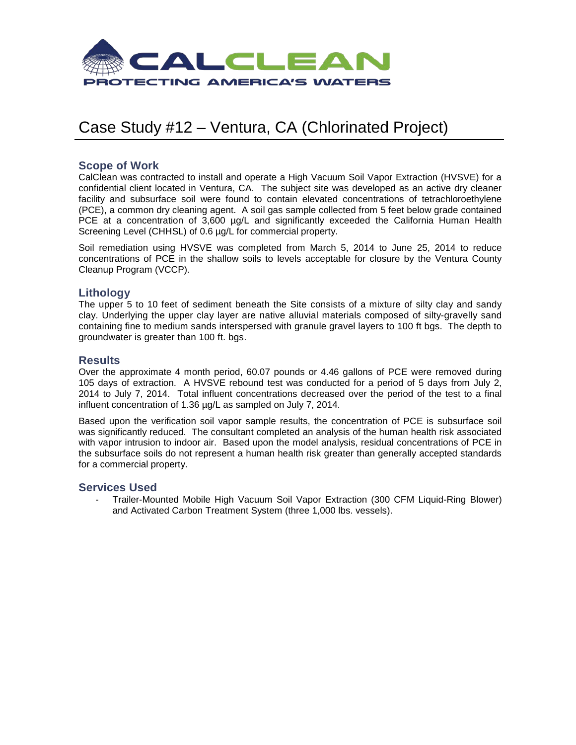# Case Study #12 – Ventura, CA (Chlorinated Project)

## Scope of Work

CalClean was contracted to install and operate a High Vacuum Soil Vapor Extraction (HVSVE) for a confidential client located in Ventura, CA. The subject site was developed as an active dry cleaner facility and subsurface soil were found to contain elevated concentrations of tetrachloroethylene (PCE), a common dry cleaning agent. A soil gas sample collected from 5 feet below grade contained PCE at a concentration of 3,600 µg/L and significantly exceeded the California Human Health Screening Level (CHHSL) of 0.6 µg/L for commercial property.

Soil remediation using HVSVE was completed from March 5, 2014 to June 25, 2014 to reduce concentrations of PCE in the shallow soils to levels acceptable for closure by the Ventura County Cleanup Program (VCCP).

## Lithology

The upper 5 to 10 feet of sediment beneath the Site consists of a mixture of silty clay and sandy clay. Underlying the upper clay layer are native alluvial materials composed of silty-gravelly sand containing fine to medium sands interspersed with granule gravel layers to 100 ft bgs. The depth to groundwater is greater than 100 ft. bgs.

## Results

Over the approximate 4 month period, 60.07 pounds or 4.46 gallons of PCE were removed during 105 days of extraction. A HVSVE rebound test was conducted for a period of 5 days from July 2, 2014 to July 7, 2014. Total influent concentrations decreased over the period of the test to a final influent concentration of 1.36 µg/L as sampled on July 7, 2014.

Based upon the verification soil vapor sample results, the concentration of PCE is subsurface soil was significantly reduced. The consultant completed an analysis of the human health risk associated with vapor intrusion to indoor air. Based upon the model analysis, residual concentrations of PCE in the subsurface soils do not represent a human health risk greater than generally accepted standards for a commercial property.

## Services Used

- Trailer-Mounted Mobile High Vacuum Soil Vapor Extraction (300 CFM Liquid-Ring Blower) and Activated Carbon Treatment System (three 1,000 lbs. vessels).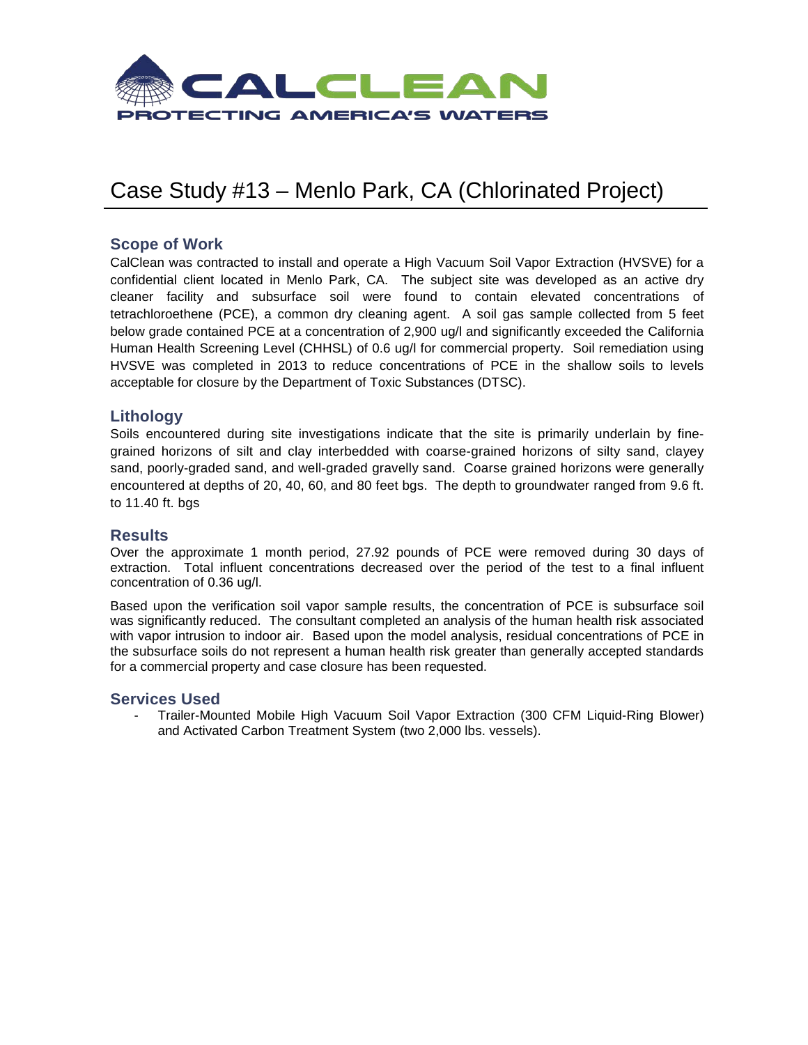CALCLEAN

PROTECTING AMERICA'S WATERS

# Case Study #13 – Menlo Park, CA (Chlorinated Project)

## Scope of Work

CalClean was contracted to install and operate a High Vacuum Soil Vapor Extraction (HVSVE) for a confidential client located in Menlo Park, CA. The subject site was developed as an active dry cleaner facility and subsurface soil were found to contain elevated concentrations of tetrachloroethene (PCE), a common dry cleaning agent. A soil gas sample collected from 5 feet below grade contained PCE at a concentration of 2,900 ug/l and significantly exceeded the California Human Health Screening Level (CHHSL) of 0.6 ug/l for commercial property. Soil remediation using HVSVE was completed in 2013 to reduce concentrations of PCE in the shallow soils to levels acceptable for closure by the Department of Toxic Substances (DTSC).

## Lithology

Soils encountered during site investigations indicate that the site is primarily underlain by fine-grained horizons of silt and clay interbedded with coarse-grained horizons of silty sand, clayey sand, poorly-graded sand, and well-graded gravelly sand. Coarse grained horizons were generally encountered at depths of 20, 40, 60, and 80 feet bgs. The depth to groundwater ranged from 9.6 ft. to 11.40 ft. bgs

## Results

Over the approximate 1 month period, 27.92 pounds of PCE were removed during 30 days of extraction. Total influent concentrations decreased over the period of the test to a final influent concentration of 0.36 ug/l.

Based upon the verification soil vapor sample results, the concentration of PCE is subsurface soil was significantly reduced. The consultant completed an analysis of the human health risk associated with vapor intrusion to indoor air. Based upon the model analysis, residual concentrations of PCE in the subsurface soils do not represent a human health risk greater than generally accepted standards for a commercial property and case closure has been requested.

## Services Used

- Trailer-Mounted Mobile High Vacuum Soil Vapor Extraction (300 CFM Liquid-Ring Blower) and Activated Carbon Treatment System (two 2,000 lbs. vessels).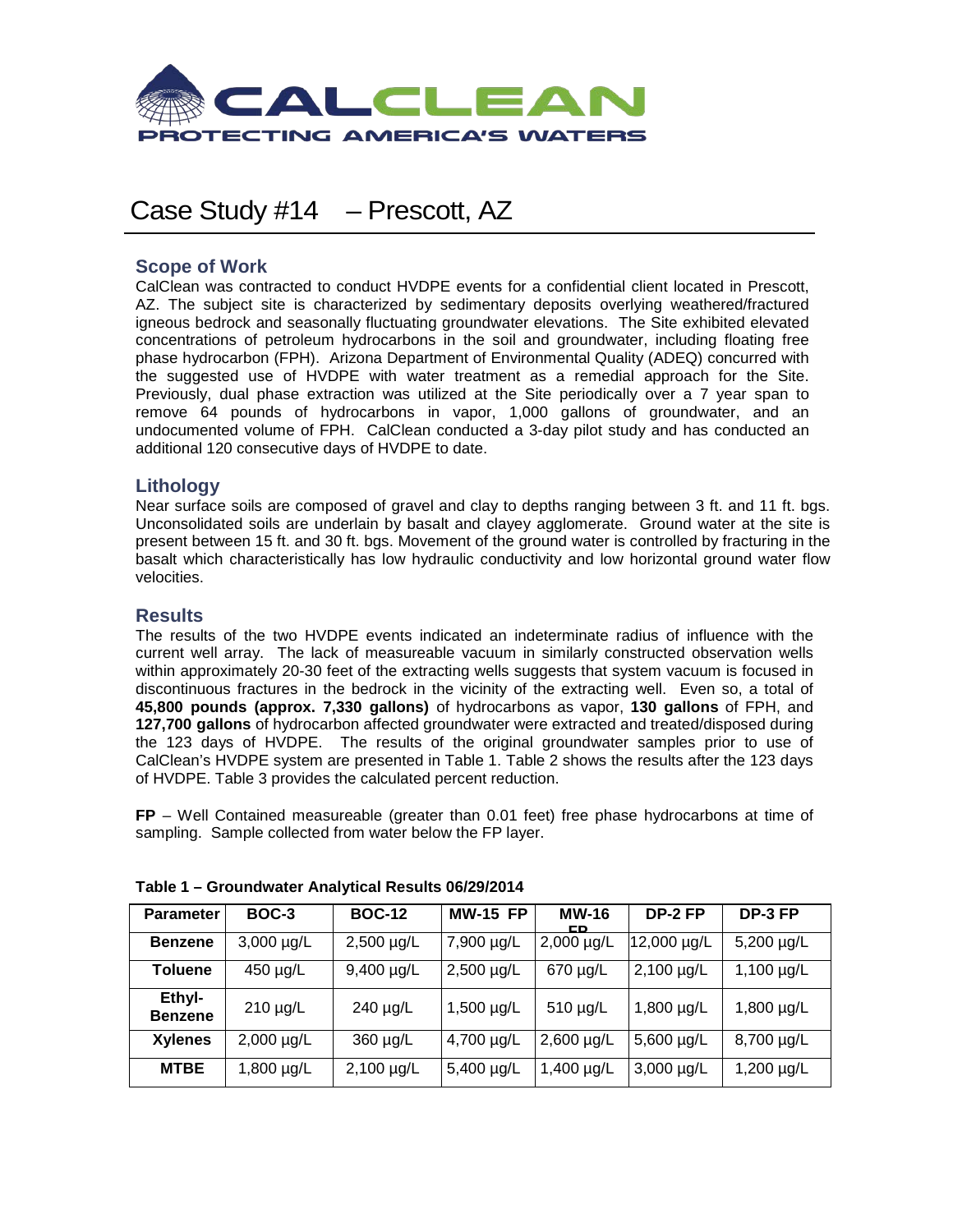# Case Study #14 – Prescott, AZ

## Scope of Work

CalClean was contracted to conduct HVDPE events for a confidential client located in Prescott, AZ. The subject site is characterized by sedimentary deposits overlying weathered/fractured igneous bedrock and seasonally fluctuating groundwater elevations. The Site exhibited elevated concentrations of petroleum hydrocarbons in the soil and groundwater, including floating free phase hydrocarbon (FPH). Arizona Department of Environmental Quality (ADEQ) concurred with the suggested use of HVDPE with water treatment as a remedial approach for the Site. Previously, dual phase extraction was utilized at the Site periodically over a 7 year span to remove 64 pounds of hydrocarbons in vapor, 1,000 gallons of groundwater, and an undocumented volume of FPH. CalClean conducted a 3-day pilot study and has conducted an additional 120 consecutive days of HVDPE to date.

## Lithology

Near surface soils are composed of gravel and clay to depths ranging between 3 ft. and 11 ft. bgs. Unconsolidated soils are underlain by basalt and clayey agglomerate. Ground water at the site is present between 15 ft. and 30 ft. bgs. Movement of the ground water is controlled by fracturing in the basalt which characteristically has low hydraulic conductivity and low horizontal ground water flow velocities.

## Results

The results of the two HVDPE events indicated an indeterminate radius of influence with the current well array. The lack of measureable vacuum in similarly constructed observation wells within approximately 20-30 feet of the extracting wells suggests that system vacuum is focused in discontinuous fractures in the bedrock in the vicinity of the extracting well. Even so, a total of **45,800 pounds (approx. 7,330 gallons)** of hydrocarbons as vapor, **130 gallons** of FPH, and **127,700 gallons** of hydrocarbon affected groundwater were extracted and treated/disposed during the 123 days of HVDPE. The results of the original groundwater samples prior to use of CalClean's HVDPE system are presented in Table 1. Table 2 shows the results after the 123 days of HVDPE. Table 3 provides the calculated percent reduction.

**FP** – Well Contained measureable (greater than 0.01 feet) free phase hydrocarbons at time of sampling. Sample collected from water below the FP layer.

**Table 1 – Groundwater Analytical Results 06/29/2014**

| Parameter | BOC-3 | BOC-12 | MW-15 FP | MW-16 FP | DP-2 FP | DP-3 FP |
|---|---|---|---|---|---|---|
| Benzene | 3,000 µg/L | 2,500 µg/L | 7,900 µg/L | 2,000 µg/L | 12,000 µg/L | 5,200 µg/L |
| Toluene | 450 µg/L | 9,400 µg/L | 2,500 µg/L | 670 µg/L | 2,100 µg/L | 1,100 µg/L |
| Ethyl-Benzene | 210 µg/L | 240 µg/L | 1,500 µg/L | 510 µg/L | 1,800 µg/L | 1,800 µg/L |
| Xylenes | 2,000 µg/L | 360 µg/L | 4,700 µg/L | 2,600 µg/L | 5,600 µg/L | 8,700 µg/L |
| MTBE | 1,800 µg/L | 2,100 µg/L | 5,400 µg/L | 1,400 µg/L | 3,000 µg/L | 1,200 µg/L |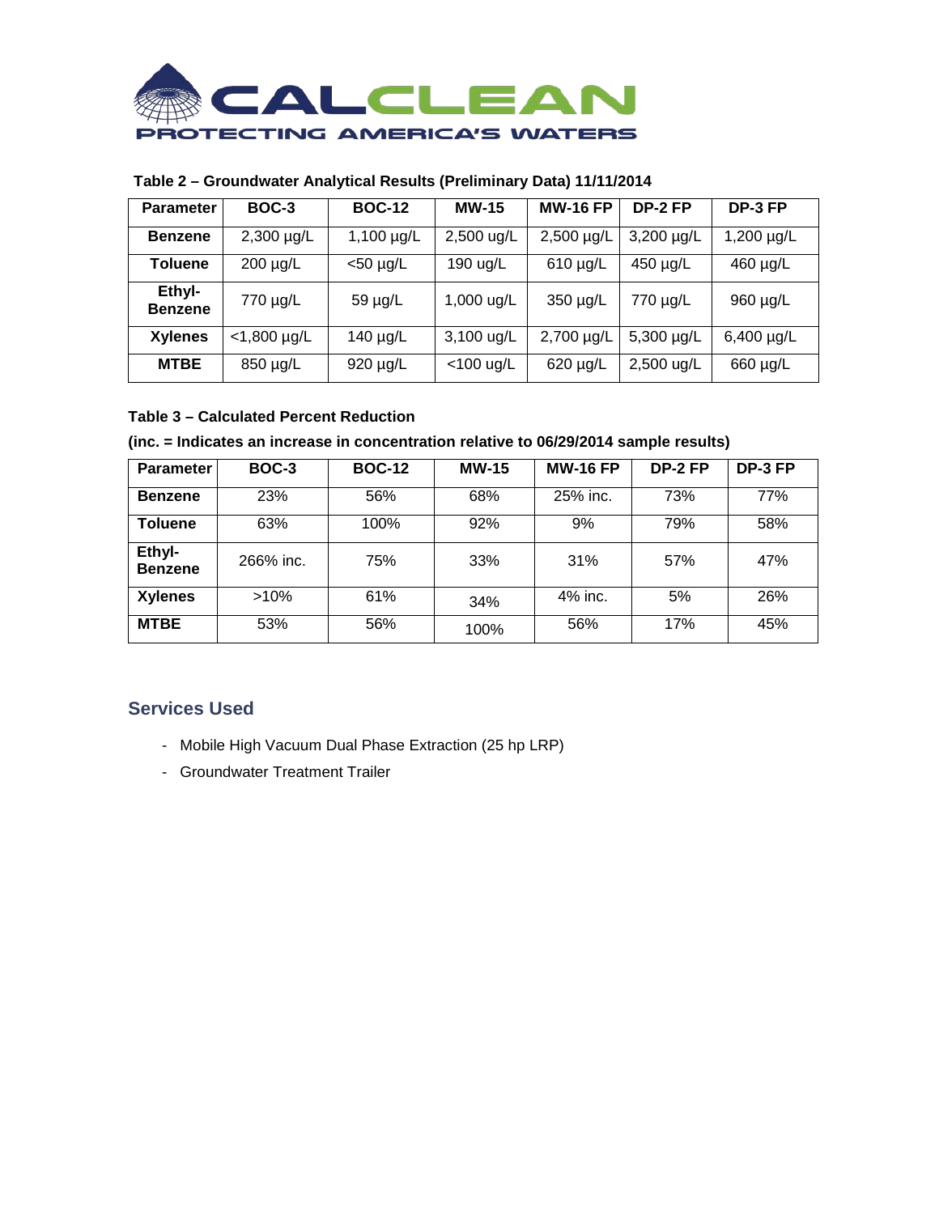**Table 2 – Groundwater Analytical Results (Preliminary Data) 11/11/2014**

| Parameter | BOC-3 | BOC-12 | MW-15 | MW-16 FP | DP-2 FP | DP-3 FP |
|---|---|---|---|---|---|---|
| Benzene | 2,300 µg/L | 1,100 µg/L | 2,500 ug/L | 2,500 µg/L | 3,200 µg/L | 1,200 µg/L |
| Toluene | 200 µg/L | <50 µg/L | 190 ug/L | 610 µg/L | 450 µg/L | 460 µg/L |
| Ethyl-Benzene | 770 µg/L | 59 µg/L | 1,000 ug/L | 350 µg/L | 770 µg/L | 960 µg/L |
| Xylenes | <1,800 µg/L | 140 µg/L | 3,100 ug/L | 2,700 µg/L | 5,300 µg/L | 6,400 µg/L |
| MTBE | 850 µg/L | 920 µg/L | <100 ug/L | 620 µg/L | 2,500 ug/L | 660 µg/L |

**Table 3 – Calculated Percent Reduction**

**(inc. = Indicates an increase in concentration relative to 06/29/2014 sample results)**

| Parameter | BOC-3 | BOC-12 | MW-15 | MW-16 FP | DP-2 FP | DP-3 FP |
|---|---|---|---|---|---|---|
| Benzene | 23% | 56% | 68% | 25% inc. | 73% | 77% |
| Toluene | 63% | 100% | 92% | 9% | 79% | 58% |
| Ethyl-Benzene | 266% inc. | 75% | 33% | 31% | 57% | 47% |
| Xylenes | >10% | 61% | 34% | 4% inc. | 5% | 26% |
| MTBE | 53% | 56% | 100% | 56% | 17% | 45% |

## Services Used

- Mobile High Vacuum Dual Phase Extraction (25 hp LRP)
- Groundwater Treatment Trailer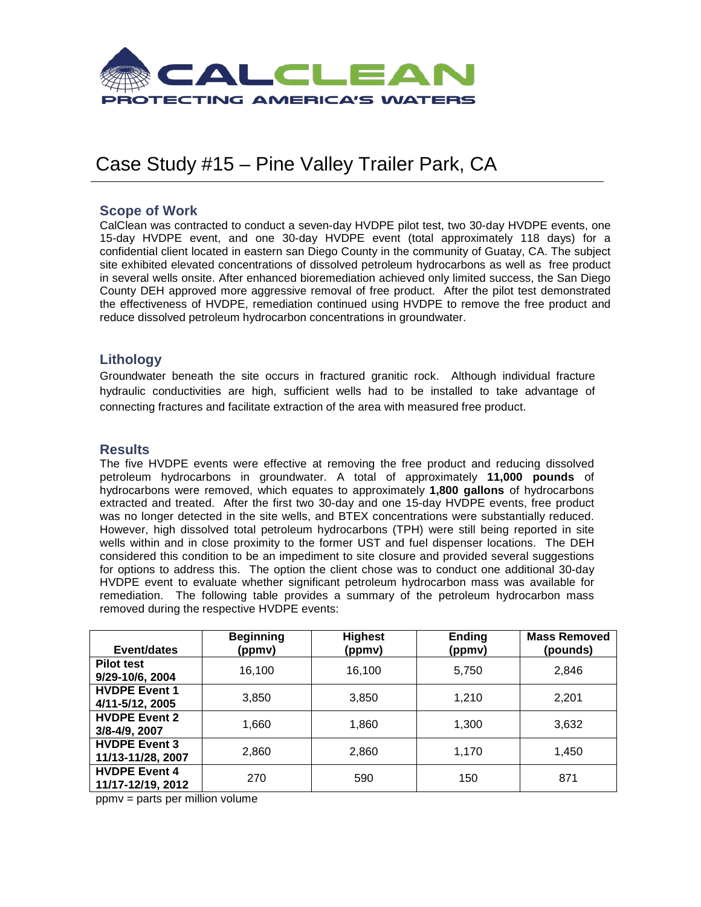# Case Study #15 – Pine Valley Trailer Park, CA

## Scope of Work

CalClean was contracted to conduct a seven-day HVDPE pilot test, two 30-day HVDPE events, one 15-day HVDPE event, and one 30-day HVDPE event (total approximately 118 days) for a confidential client located in eastern san Diego County in the community of Guatay, CA. The subject site exhibited elevated concentrations of dissolved petroleum hydrocarbons as well as free product in several wells onsite. After enhanced bioremediation achieved only limited success, the San Diego County DEH approved more aggressive removal of free product. After the pilot test demonstrated the effectiveness of HVDPE, remediation continued using HVDPE to remove the free product and reduce dissolved petroleum hydrocarbon concentrations in groundwater.

## Lithology

Groundwater beneath the site occurs in fractured granitic rock. Although individual fracture hydraulic conductivities are high, sufficient wells had to be installed to take advantage of connecting fractures and facilitate extraction of the area with measured free product.

## Results

The five HVDPE events were effective at removing the free product and reducing dissolved petroleum hydrocarbons in groundwater. A total of approximately **11,000 pounds** of hydrocarbons were removed, which equates to approximately **1,800 gallons** of hydrocarbons extracted and treated. After the first two 30-day and one 15-day HVDPE events, free product was no longer detected in the site wells, and BTEX concentrations were substantially reduced. However, high dissolved total petroleum hydrocarbons (TPH) were still being reported in site wells within and in close proximity to the former UST and fuel dispenser locations. The DEH considered this condition to be an impediment to site closure and provided several suggestions for options to address this. The option the client chose was to conduct one additional 30-day HVDPE event to evaluate whether significant petroleum hydrocarbon mass was available for remediation. The following table provides a summary of the petroleum hydrocarbon mass removed during the respective HVDPE events:

| Event/dates | Beginning (ppmv) | Highest (ppmv) | Ending (ppmv) | Mass Removed (pounds) |
|---|---|---|---|---|
| **Pilot test 9/29-10/6, 2004** | 16,100 | 16,100 | 5,750 | 2,846 |
| **HVDPE Event 1 4/11-5/12, 2005** | 3,850 | 3,850 | 1,210 | 2,201 |
| **HVDPE Event 2 3/8-4/9, 2007** | 1,660 | 1,860 | 1,300 | 3,632 |
| **HVDPE Event 3 11/13-11/28, 2007** | 2,860 | 2,860 | 1,170 | 1,450 |
| **HVDPE Event 4 11/17-12/19, 2012** | 270 | 590 | 150 | 871 |

ppmv = parts per million volume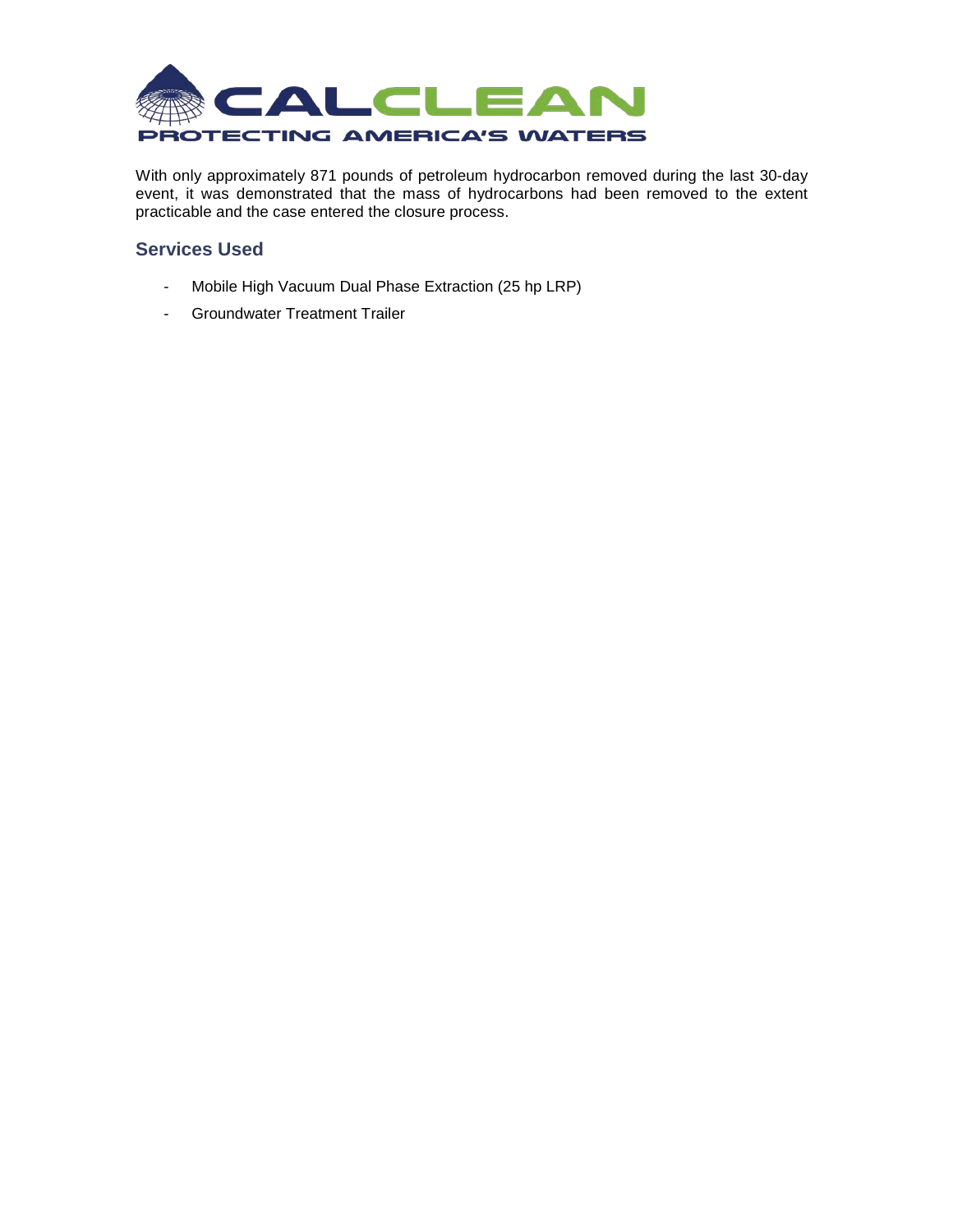With only approximately 871 pounds of petroleum hydrocarbon removed during the last 30-day event, it was demonstrated that the mass of hydrocarbons had been removed to the extent practicable and the case entered the closure process.

## Services Used

- Mobile High Vacuum Dual Phase Extraction (25 hp LRP)
- Groundwater Treatment Trailer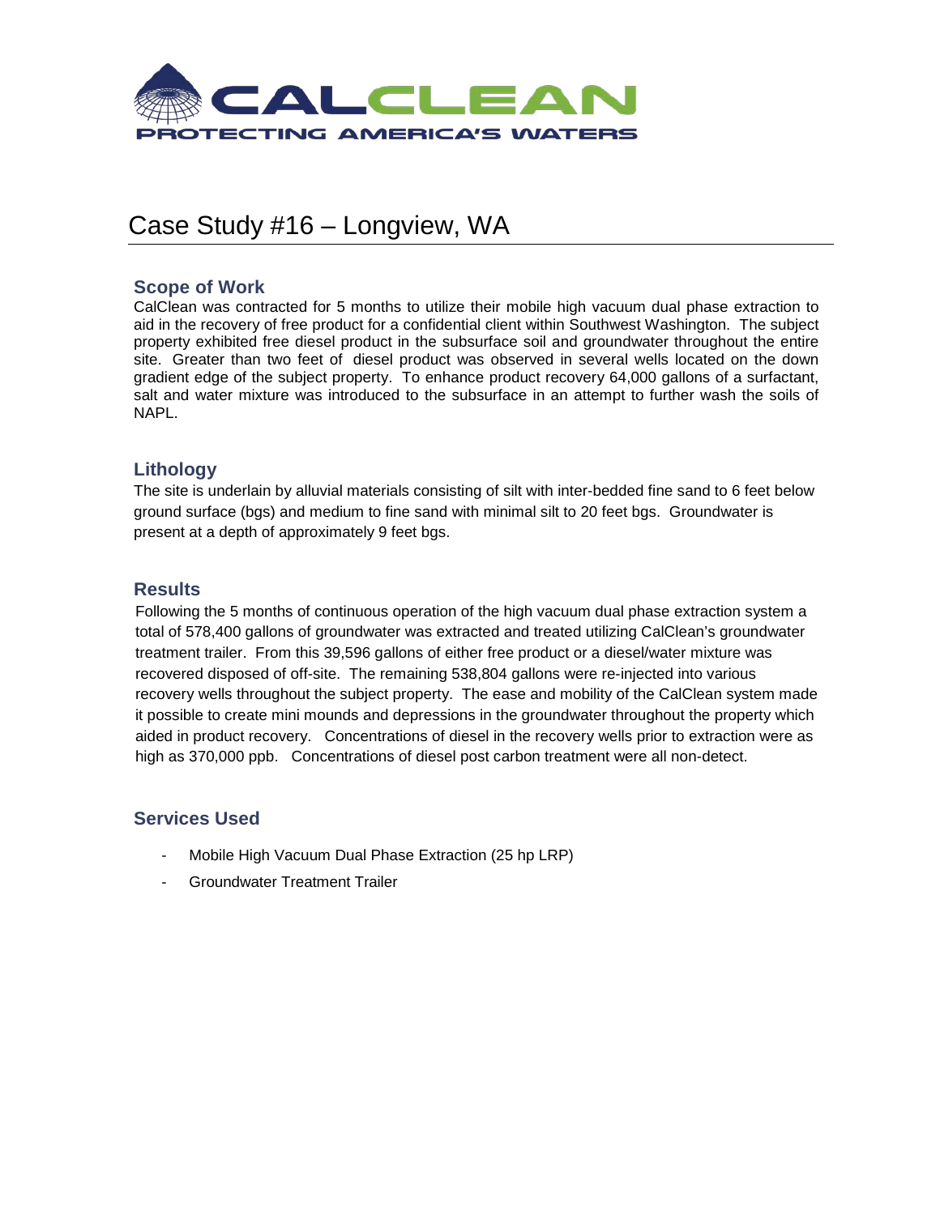CALCLEAN

PROTECTING AMERICA'S WATERS

# Case Study #16 – Longview, WA

## Scope of Work

CalClean was contracted for 5 months to utilize their mobile high vacuum dual phase extraction to aid in the recovery of free product for a confidential client within Southwest Washington. The subject property exhibited free diesel product in the subsurface soil and groundwater throughout the entire site. Greater than two feet of diesel product was observed in several wells located on the down gradient edge of the subject property. To enhance product recovery 64,000 gallons of a surfactant, salt and water mixture was introduced to the subsurface in an attempt to further wash the soils of NAPL.

## Lithology

The site is underlain by alluvial materials consisting of silt with inter-bedded fine sand to 6 feet below ground surface (bgs) and medium to fine sand with minimal silt to 20 feet bgs. Groundwater is present at a depth of approximately 9 feet bgs.

## Results

Following the 5 months of continuous operation of the high vacuum dual phase extraction system a total of 578,400 gallons of groundwater was extracted and treated utilizing CalClean's groundwater treatment trailer. From this 39,596 gallons of either free product or a diesel/water mixture was recovered disposed of off-site. The remaining 538,804 gallons were re-injected into various recovery wells throughout the subject property. The ease and mobility of the CalClean system made it possible to create mini mounds and depressions in the groundwater throughout the property which aided in product recovery. Concentrations of diesel in the recovery wells prior to extraction were as high as 370,000 ppb. Concentrations of diesel post carbon treatment were all non-detect.

## Services Used

- Mobile High Vacuum Dual Phase Extraction (25 hp LRP)
- Groundwater Treatment Trailer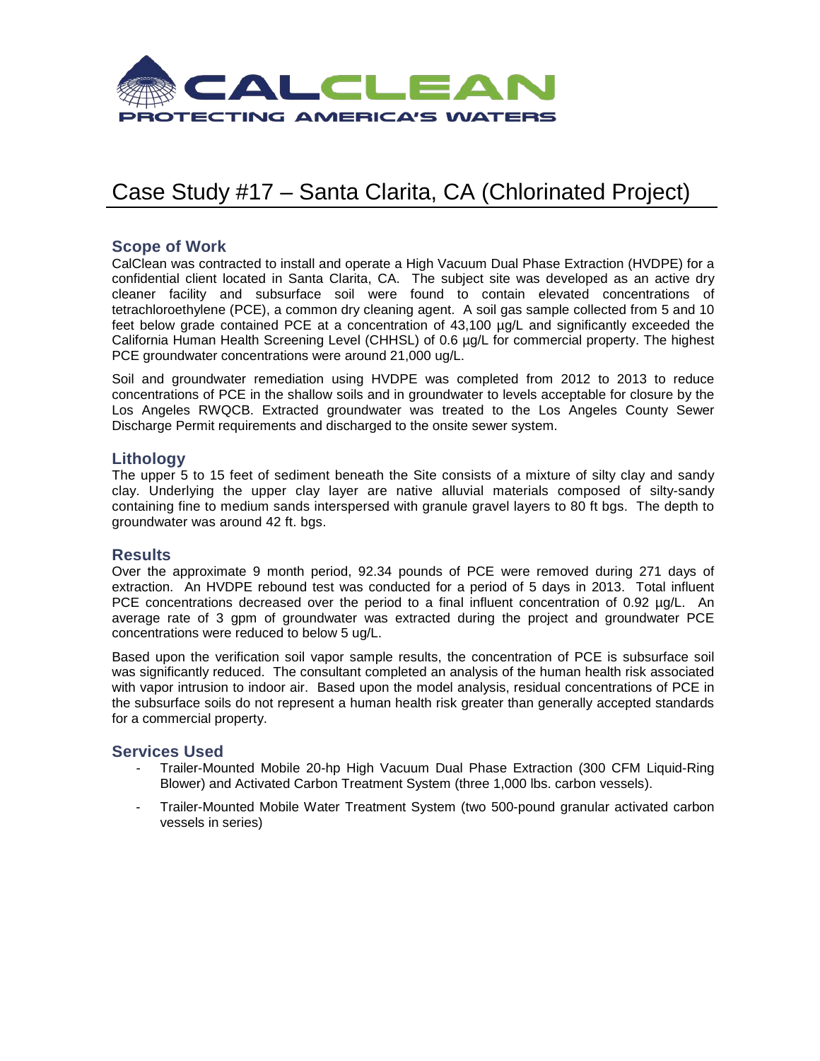# Case Study #17 – Santa Clarita, CA (Chlorinated Project)

## Scope of Work

CalClean was contracted to install and operate a High Vacuum Dual Phase Extraction (HVDPE) for a confidential client located in Santa Clarita, CA. The subject site was developed as an active dry cleaner facility and subsurface soil were found to contain elevated concentrations of tetrachloroethylene (PCE), a common dry cleaning agent. A soil gas sample collected from 5 and 10 feet below grade contained PCE at a concentration of 43,100 µg/L and significantly exceeded the California Human Health Screening Level (CHHSL) of 0.6 µg/L for commercial property. The highest PCE groundwater concentrations were around 21,000 ug/L.

Soil and groundwater remediation using HVDPE was completed from 2012 to 2013 to reduce concentrations of PCE in the shallow soils and in groundwater to levels acceptable for closure by the Los Angeles RWQCB. Extracted groundwater was treated to the Los Angeles County Sewer Discharge Permit requirements and discharged to the onsite sewer system.

## Lithology

The upper 5 to 15 feet of sediment beneath the Site consists of a mixture of silty clay and sandy clay. Underlying the upper clay layer are native alluvial materials composed of silty-sandy containing fine to medium sands interspersed with granule gravel layers to 80 ft bgs. The depth to groundwater was around 42 ft. bgs.

## Results

Over the approximate 9 month period, 92.34 pounds of PCE were removed during 271 days of extraction. An HVDPE rebound test was conducted for a period of 5 days in 2013. Total influent PCE concentrations decreased over the period to a final influent concentration of 0.92 µg/L. An average rate of 3 gpm of groundwater was extracted during the project and groundwater PCE concentrations were reduced to below 5 ug/L.

Based upon the verification soil vapor sample results, the concentration of PCE is subsurface soil was significantly reduced. The consultant completed an analysis of the human health risk associated with vapor intrusion to indoor air. Based upon the model analysis, residual concentrations of PCE in the subsurface soils do not represent a human health risk greater than generally accepted standards for a commercial property.

## Services Used

- Trailer-Mounted Mobile 20-hp High Vacuum Dual Phase Extraction (300 CFM Liquid-Ring Blower) and Activated Carbon Treatment System (three 1,000 lbs. carbon vessels).
- Trailer-Mounted Mobile Water Treatment System (two 500-pound granular activated carbon vessels in series)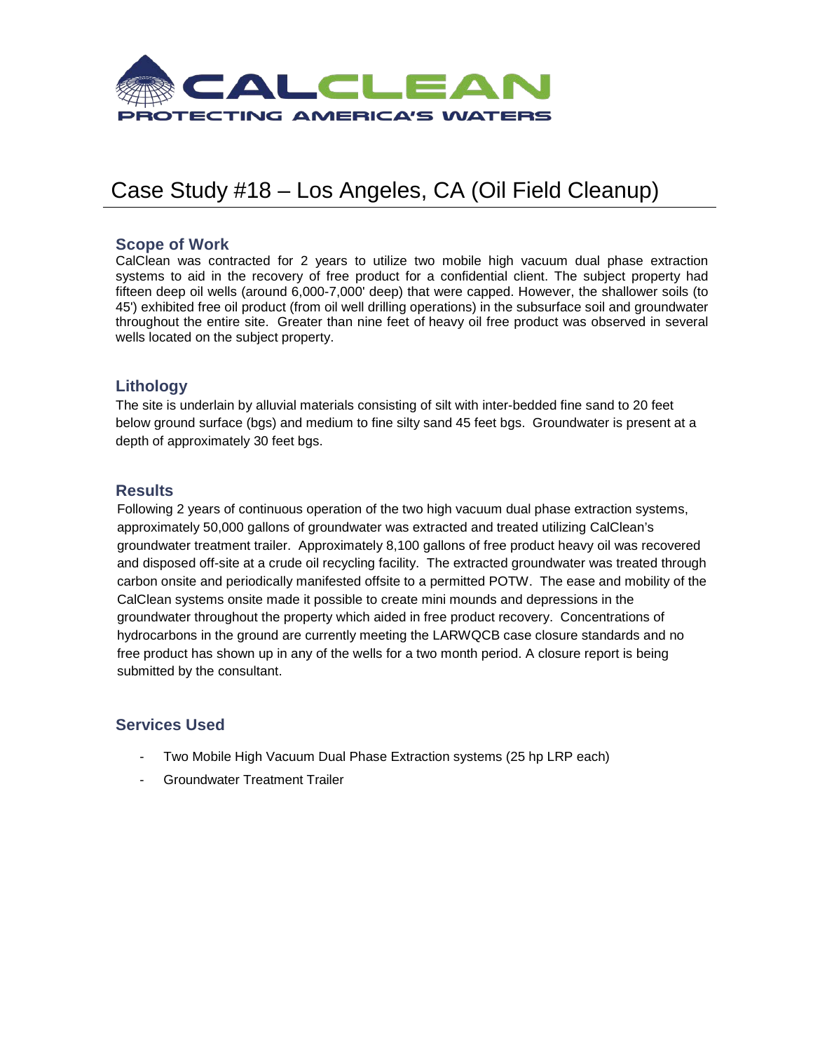CALCLEAN

PROTECTING AMERICA'S WATERS

# Case Study #18 – Los Angeles, CA (Oil Field Cleanup)

## Scope of Work

CalClean was contracted for 2 years to utilize two mobile high vacuum dual phase extraction systems to aid in the recovery of free product for a confidential client. The subject property had fifteen deep oil wells (around 6,000-7,000' deep) that were capped. However, the shallower soils (to 45') exhibited free oil product (from oil well drilling operations) in the subsurface soil and groundwater throughout the entire site. Greater than nine feet of heavy oil free product was observed in several wells located on the subject property.

## Lithology

The site is underlain by alluvial materials consisting of silt with inter-bedded fine sand to 20 feet below ground surface (bgs) and medium to fine silty sand 45 feet bgs. Groundwater is present at a depth of approximately 30 feet bgs.

## Results

Following 2 years of continuous operation of the two high vacuum dual phase extraction systems, approximately 50,000 gallons of groundwater was extracted and treated utilizing CalClean's groundwater treatment trailer. Approximately 8,100 gallons of free product heavy oil was recovered and disposed off-site at a crude oil recycling facility. The extracted groundwater was treated through carbon onsite and periodically manifested offsite to a permitted POTW. The ease and mobility of the CalClean systems onsite made it possible to create mini mounds and depressions in the groundwater throughout the property which aided in free product recovery. Concentrations of hydrocarbons in the ground are currently meeting the LARWQCB case closure standards and no free product has shown up in any of the wells for a two month period. A closure report is being submitted by the consultant.

## Services Used

- Two Mobile High Vacuum Dual Phase Extraction systems (25 hp LRP each)
- Groundwater Treatment Trailer